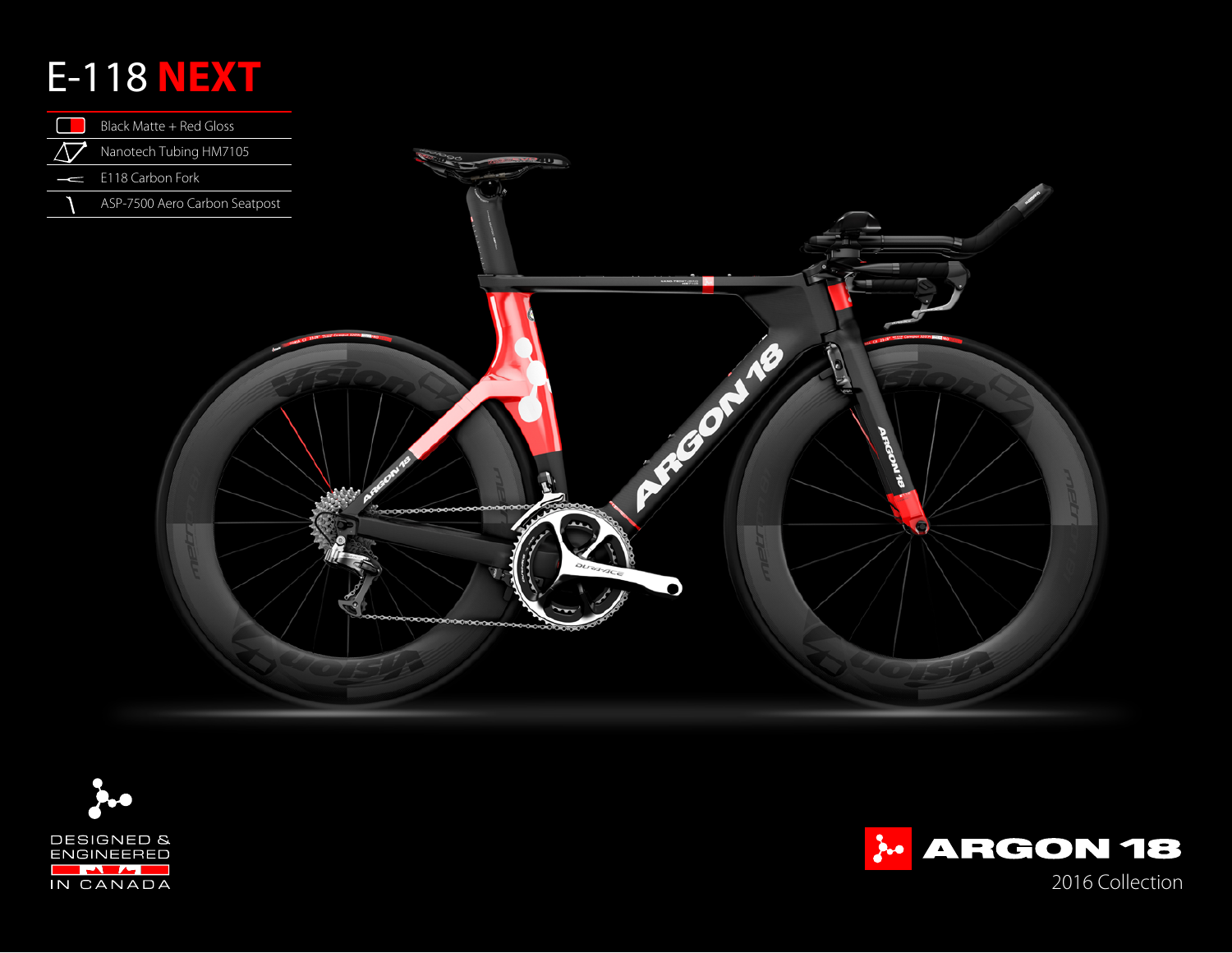# E-118 NEXT

- Black Matte + Red Gloss
- Nanotech Tubing HM7105
- E118 Carbon Fork
- ASP-7500 Aero Carbon Seatpost

DESIGNED & ENGINEERED IN CANADA

ARGON 18

2016 Collection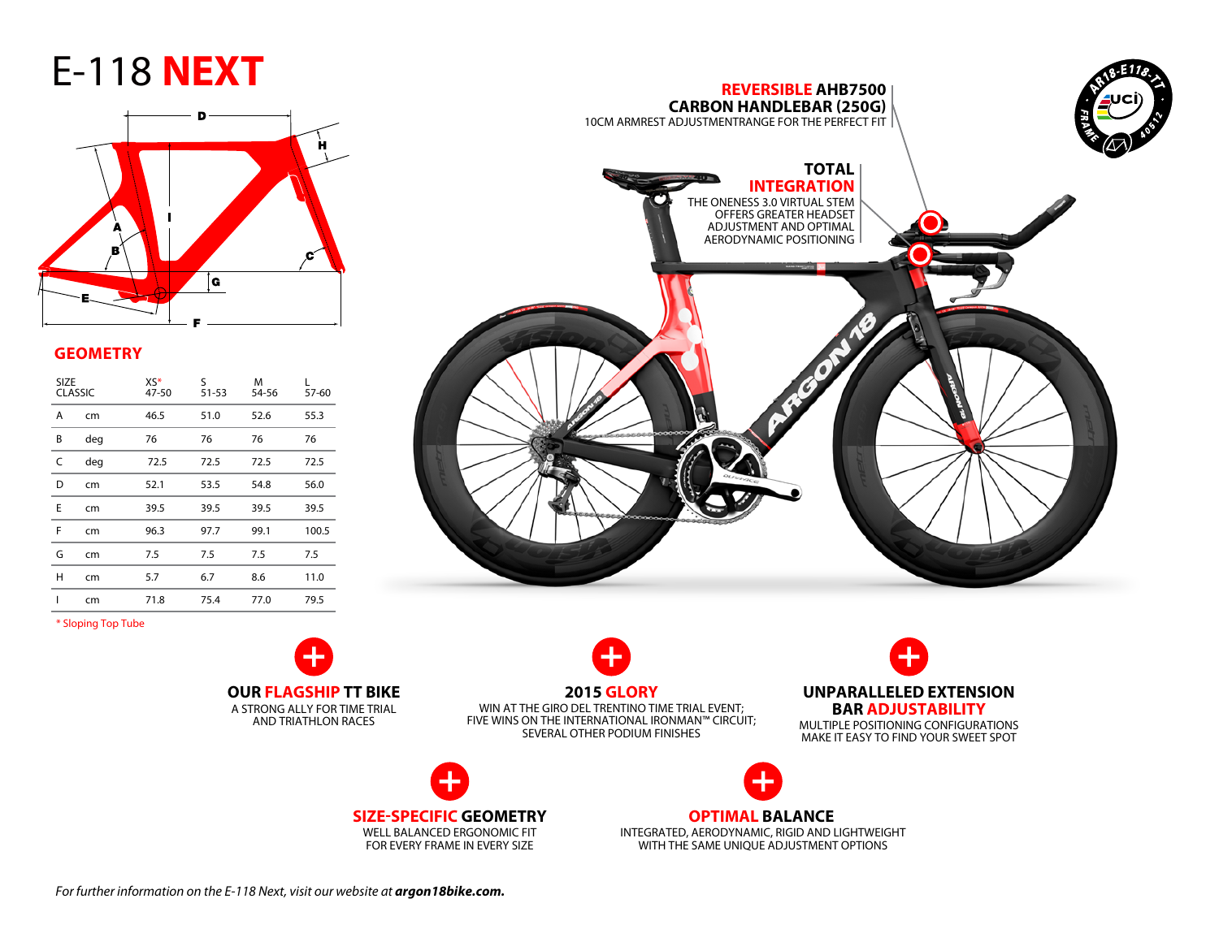# E-118 **NEXT**

## GEOMETRY

| SIZE CLASSIC | | XS* 47-50 | S 51-53 | M 54-56 | L 57-60 |
|---|---|---|---|---|---|
| A | cm | 46.5 | 51.0 | 52.6 | 55.3 |
| B | deg | 76 | 76 | 76 | 76 |
| C | deg | 72.5 | 72.5 | 72.5 | 72.5 |
| D | cm | 52.1 | 53.5 | 54.8 | 56.0 |
| E | cm | 39.5 | 39.5 | 39.5 | 39.5 |
| F | cm | 96.3 | 97.7 | 99.1 | 100.5 |
| G | cm | 7.5 | 7.5 | 7.5 | 7.5 |
| H | cm | 5.7 | 6.7 | 8.6 | 11.0 |
| I | cm | 71.8 | 75.4 | 77.0 | 79.5 |

* Sloping Top Tube

**REVERSIBLE AHB7500 CARBON HANDLEBAR (250G)**
10CM ARMREST ADJUSTMENTRANGE FOR THE PERFECT FIT

**TOTAL INTEGRATION**
THE ONENESS 3.0 VIRTUAL STEM OFFERS GREATER HEADSET ADJUSTMENT AND OPTIMAL AERODYNAMIC POSITIONING

**OUR FLAGSHIP TT BIKE**
A STRONG ALLY FOR TIME TRIAL AND TRIATHLON RACES

**2015 GLORY**
WIN AT THE GIRO DEL TRENTINO TIME TRIAL EVENT; FIVE WINS ON THE INTERNATIONAL IRONMAN™ CIRCUIT; SEVERAL OTHER PODIUM FINISHES

**UNPARALLELED EXTENSION BAR ADJUSTABILITY**
MULTIPLE POSITIONING CONFIGURATIONS MAKE IT EASY TO FIND YOUR SWEET SPOT

**SIZE-SPECIFIC GEOMETRY**
WELL BALANCED ERGONOMIC FIT FOR EVERY FRAME IN EVERY SIZE

**OPTIMAL BALANCE**
INTEGRATED, AERODYNAMIC, RIGID AND LIGHTWEIGHT WITH THE SAME UNIQUE ADJUSTMENT OPTIONS

*For further information on the E-118 Next, visit our website at* ***argon18bike.com.***